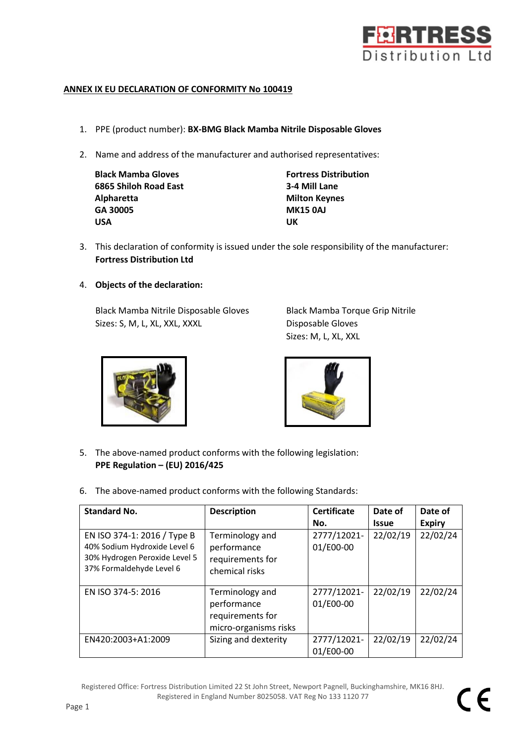## ANNEX IX EU DECLARATION OF CONFORMITY No 100419

1. PPE (product number): **BX-BMG Black Mamba Nitrile Disposable Gloves**

2. Name and address of the manufacturer and authorised representatives:

   **Black Mamba Gloves**
   **6865 Shiloh Road East**
   **Alpharetta**
   **GA 30005**
   **USA**

   **Fortress Distribution**
   **3-4 Mill Lane**
   **Milton Keynes**
   **MK15 0AJ**
   **UK**

3. This declaration of conformity is issued under the sole responsibility of the manufacturer: **Fortress Distribution Ltd**

4. **Objects of the declaration:**

   Black Mamba Nitrile Disposable Gloves
   Sizes: S, M, L, XL, XXL, XXXL

   Black Mamba Torque Grip Nitrile Disposable Gloves
   Sizes: M, L, XL, XXL

5. The above-named product conforms with the following legislation:
   **PPE Regulation – (EU) 2016/425**

6. The above-named product conforms with the following Standards:

| Standard No. | Description | Certificate No. | Date of Issue | Date of Expiry |
|---|---|---|---|---|
| EN ISO 374-1: 2016 / Type B<br>40% Sodium Hydroxide Level 6<br>30% Hydrogen Peroxide Level 5<br>37% Formaldehyde Level 6 | Terminology and performance requirements for chemical risks | 2777/12021-01/E00-00 | 22/02/19 | 22/02/24 |
| EN ISO 374-5: 2016 | Terminology and performance requirements for micro-organisms risks | 2777/12021-01/E00-00 | 22/02/19 | 22/02/24 |
| EN420:2003+A1:2009 | Sizing and dexterity | 2777/12021-01/E00-00 | 22/02/19 | 22/02/24 |

Registered Office: Fortress Distribution Limited 22 St John Street, Newport Pagnell, Buckinghamshire, MK16 8HJ. Registered in England Number 8025058. VAT Reg No 133 1120 77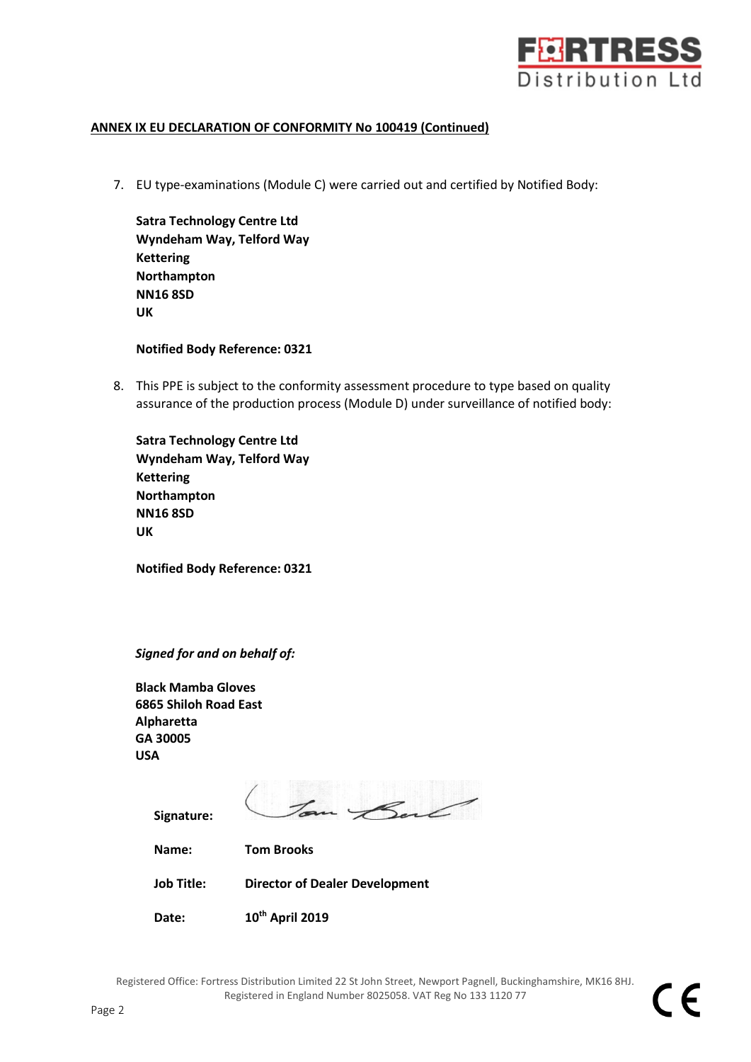**ANNEX IX EU DECLARATION OF CONFORMITY No 100419 (Continued)**

7. EU type-examinations (Module C) were carried out and certified by Notified Body:

   **Satra Technology Centre Ltd**
   **Wyndeham Way, Telford Way**
   **Kettering**
   **Northampton**
   **NN16 8SD**
   **UK**

   **Notified Body Reference: 0321**

8. This PPE is subject to the conformity assessment procedure to type based on quality assurance of the production process (Module D) under surveillance of notified body:

   **Satra Technology Centre Ltd**
   **Wyndeham Way, Telford Way**
   **Kettering**
   **Northampton**
   **NN16 8SD**
   **UK**

   **Notified Body Reference: 0321**

***Signed for and on behalf of:***

**Black Mamba Gloves**
**6865 Shiloh Road East**
**Alpharetta**
**GA 30005**
**USA**

| | |
|---|---|
| **Signature:** | |
| **Name:** | **Tom Brooks** |
| **Job Title:** | **Director of Dealer Development** |
| **Date:** | **10th April 2019** |

Registered Office: Fortress Distribution Limited 22 St John Street, Newport Pagnell, Buckinghamshire, MK16 8HJ.
Registered in England Number 8025058. VAT Reg No 133 1120 77